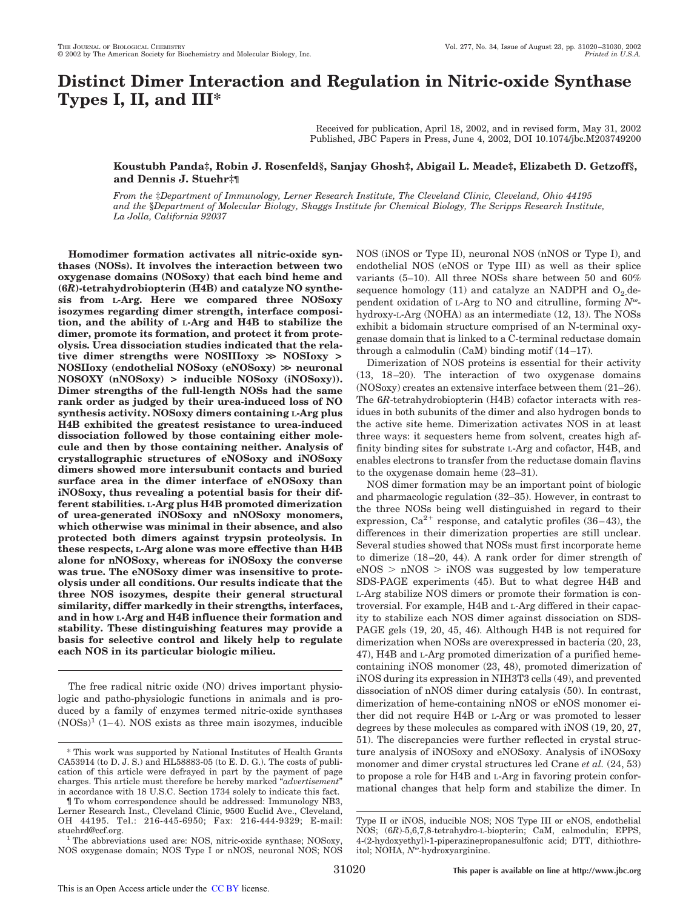# Distinct Dimer Interaction and Regulation in Nitric-oxide Synthase Types I, II, and III*

Received for publication, April 18, 2002, and in revised form, May 31, 2002
Published, JBC Papers in Press, June 4, 2002, DOI 10.1074/jbc.M203749200

**Koustubh Panda‡, Robin J. Rosenfeld§, Sanjay Ghosh‡, Abigail L. Meade‡, Elizabeth D. Getzoff§, and Dennis J. Stuehr‡¶**

*From the ‡Department of Immunology, Lerner Research Institute, The Cleveland Clinic, Cleveland, Ohio 44195 and the §Department of Molecular Biology, Skaggs Institute for Chemical Biology, The Scripps Research Institute, La Jolla, California 92037*

**Homodimer formation activates all nitric-oxide synthases (NOSs). It involves the interaction between two oxygenase domains (NOSoxy) that each bind heme and (6*R*)-tetrahydrobiopterin (H4B) and catalyze NO synthesis from L-Arg. Here we compared three NOSoxy isozymes regarding dimer strength, interface composition, and the ability of L-Arg and H4B to stabilize the dimer, promote its formation, and protect it from proteolysis. Urea dissociation studies indicated that the relative dimer strengths were NOSIIIoxy ≫ NOSIoxy > NOSIIoxy (endothelial NOSoxy (eNOSoxy) ≫ neuronal NOSOXY (nNOSoxy) > inducible NOSoxy (iNOSoxy)). Dimer strengths of the full-length NOSs had the same rank order as judged by their urea-induced loss of NO synthesis activity. NOSoxy dimers containing L-Arg plus H4B exhibited the greatest resistance to urea-induced dissociation followed by those containing either molecule and then by those containing neither. Analysis of crystallographic structures of eNOSoxy and iNOSoxy dimers showed more intersubunit contacts and buried surface area in the dimer interface of eNOSoxy than iNOSoxy, thus revealing a potential basis for their different stabilities. L-Arg plus H4B promoted dimerization of urea-generated iNOSoxy and nNOSoxy monomers, which otherwise was minimal in their absence, and also protected both dimers against trypsin proteolysis. In these respects, L-Arg alone was more effective than H4B alone for nNOSoxy, whereas for iNOSoxy the converse was true. The eNOSoxy dimer was insensitive to proteolysis under all conditions. Our results indicate that the three NOS isozymes, despite their general structural similarity, differ markedly in their strengths, interfaces, and in how L-Arg and H4B influence their formation and stability. These distinguishing features may provide a basis for selective control and likely help to regulate each NOS in its particular biologic milieu.**

The free radical nitric oxide (NO) drives important physiologic and patho-physiologic functions in animals and is produced by a family of enzymes termed nitric-oxide synthases (NOSs)[1] (1–4). NOS exists as three main isozymes, inducible NOS (iNOS or Type II), neuronal NOS (nNOS or Type I), and endothelial NOS (eNOS or Type III) as well as their splice variants (5–10). All three NOSs share between 50 and 60% sequence homology (11) and catalyze an NADPH and $O_2$-dependent oxidation of L-Arg to NO and citrulline, forming $N^{\omega}$-hydroxy-L-Arg (NOHA) as an intermediate (12, 13). The NOSs exhibit a bidomain structure comprised of an N-terminal oxygenase domain that is linked to a C-terminal reductase domain through a calmodulin (CaM) binding motif (14–17).

Dimerization of NOS proteins is essential for their activity (13, 18–20). The interaction of two oxygenase domains (NOSoxy) creates an extensive interface between them (21–26). The 6*R*-tetrahydrobiopterin (H4B) cofactor interacts with residues in both subunits of the dimer and also hydrogen bonds to the active site heme. Dimerization activates NOS in at least three ways: it sequesters heme from solvent, creates high affinity binding sites for substrate L-Arg and cofactor, H4B, and enables electrons to transfer from the reductase domain flavins to the oxygenase domain heme (23–31).

NOS dimer formation may be an important point of biologic and pharmacologic regulation (32–35). However, in contrast to the three NOSs being well distinguished in regard to their expression, $Ca^{2+}$ response, and catalytic profiles (36–43), the differences in their dimerization properties are still unclear. Several studies showed that NOSs must first incorporate heme to dimerize (18–20, 44). A rank order for dimer strength of eNOS > nNOS > iNOS was suggested by low temperature SDS-PAGE experiments (45). But to what degree H4B and L-Arg stabilize NOS dimers or promote their formation is controversial. For example, H4B and L-Arg differed in their capacity to stabilize each NOS dimer against dissociation on SDS-PAGE gels (19, 20, 45, 46). Although H4B is not required for dimerization when NOSs are overexpressed in bacteria (20, 23, 47), H4B and L-Arg promoted dimerization of a purified heme-containing iNOS monomer (23, 48), promoted dimerization of iNOS during its expression in NIH3T3 cells (49), and prevented dissociation of nNOS dimer during catalysis (50). In contrast, dimerization of heme-containing nNOS or eNOS monomer either did not require H4B or L-Arg or was promoted to lesser degrees by these molecules as compared with iNOS (19, 20, 27, 51). The discrepancies were further reflected in crystal structure analysis of iNOSoxy and eNOSoxy. Analysis of iNOSoxy monomer and dimer crystal structures led Crane *et al.* (24, 53) to propose a role for H4B and L-Arg in favoring protein conformational changes that help form and stabilize the dimer. In

---

* This work was supported by National Institutes of Health Grants CA53914 (to D. J. S.) and HL58883-05 (to E. D. G.). The costs of publication of this article were defrayed in part by the payment of page charges. This article must therefore be hereby marked "*advertisement*" in accordance with 18 U.S.C. Section 1734 solely to indicate this fact.

¶ To whom correspondence should be addressed: Immunology NB3, Lerner Research Inst., Cleveland Clinic, 9500 Euclid Ave., Cleveland, OH 44195. Tel.: 216-445-6950; Fax: 216-444-9329; E-mail: stuehrd@ccf.org.

[1] The abbreviations used are: NOS, nitric-oxide synthase; NOSoxy, NOS oxygenase domain; NOS Type I or nNOS, neuronal NOS; NOS Type II or iNOS, inducible NOS; NOS Type III or eNOS, endothelial NOS; (6*R*)-5,6,7,8-tetrahydro-L-biopterin; CaM, calmodulin; EPPS, 4-(2-hydoxyethyl)-1-piperazinepropanesulfonic acid; DTT, dithiothreitol; NOHA, $N^{\omega}$-hydroxyarginine.

This paper is available on line at http://www.jbc.org

This is an Open Access article under the CC BY license.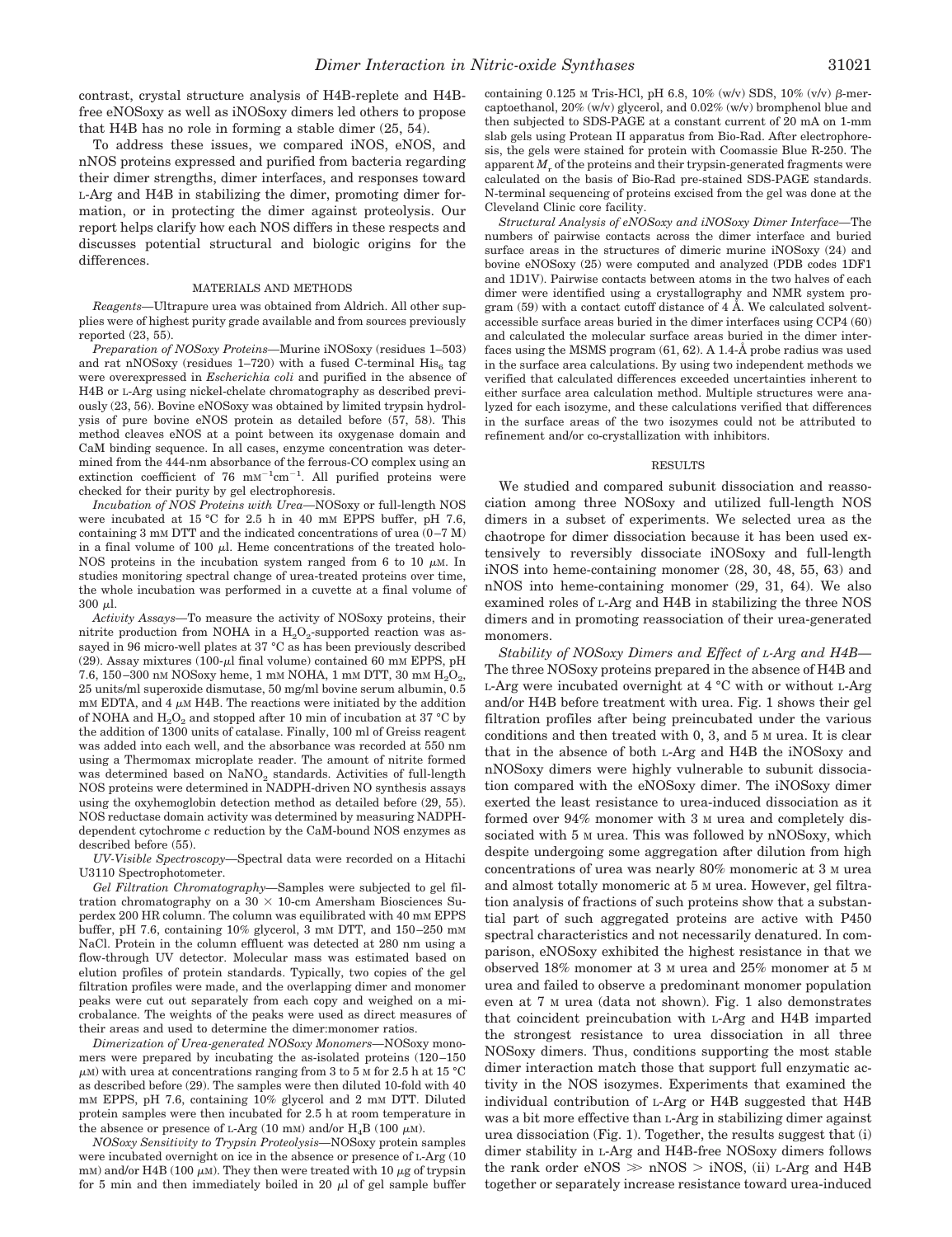contrast, crystal structure analysis of H4B-replete and H4B-free eNOSoxy as well as iNOSoxy dimers led others to propose that H4B has no role in forming a stable dimer (25, 54).

To address these issues, we compared iNOS, eNOS, and nNOS proteins expressed and purified from bacteria regarding their dimer strengths, dimer interfaces, and responses toward L-Arg and H4B in stabilizing the dimer, promoting dimer formation, or in protecting the dimer against proteolysis. Our report helps clarify how each NOS differs in these respects and discusses potential structural and biologic origins for the differences.

## MATERIALS AND METHODS

*Reagents*—Ultrapure urea was obtained from Aldrich. All other supplies were of highest purity grade available and from sources previously reported (23, 55).

*Preparation of NOSoxy Proteins*—Murine iNOSoxy (residues 1–503) and rat nNOSoxy (residues 1–720) with a fused C-terminal $His_6$ tag were overexpressed in *Escherichia coli* and purified in the absence of H4B or L-Arg using nickel-chelate chromatography as described previously (23, 56). Bovine eNOSoxy was obtained by limited trypsin hydrolysis of pure bovine eNOS protein as detailed before (57, 58). This method cleaves eNOS at a point between its oxygenase domain and CaM binding sequence. In all cases, enzyme concentration was determined from the 444-nm absorbance of the ferrous-CO complex using an extinction coefficient of 76 $mM^{-1}cm^{-1}$. All purified proteins were checked for their purity by gel electrophoresis.

*Incubation of NOS Proteins with Urea*—NOSoxy or full-length NOS were incubated at 15 °C for 2.5 h in 40 mM EPPS buffer, pH 7.6, containing 3 mM DTT and the indicated concentrations of urea (0–7 M) in a final volume of 100 μl. Heme concentrations of the treated holo-NOS proteins in the incubation system ranged from 6 to 10 μM. In studies monitoring spectral change of urea-treated proteins over time, the whole incubation was performed in a cuvette at a final volume of 300 μl.

*Activity Assays*—To measure the activity of NOSoxy proteins, their nitrite production from NOHA in a $H_2O_2$-supported reaction was assayed in 96 micro-well plates at 37 °C as has been previously described (29). Assay mixtures (100-μl final volume) contained 60 mM EPPS, pH 7.6, 150–300 nM NOSoxy heme, 1 mM NOHA, 1 mM DTT, 30 mM $H_2O_2$, 25 units/ml superoxide dismutase, 50 mg/ml bovine serum albumin, 0.5 mM EDTA, and 4 μM H4B. The reactions were initiated by the addition of NOHA and $H_2O_2$ and stopped after 10 min of incubation at 37 °C by the addition of 1300 units of catalase. Finally, 100 ml of Greiss reagent was added into each well, and the absorbance was recorded at 550 nm using a Thermomax microplate reader. The amount of nitrite formed was determined based on $NaNO_2$ standards. Activities of full-length NOS proteins were determined in NADPH-driven NO synthesis assays using the oxyhemoglobin detection method as detailed before (29, 55). NOS reductase domain activity was determined by measuring NADPH-dependent cytochrome *c* reduction by the CaM-bound NOS enzymes as described before (55).

*UV-Visible Spectroscopy*—Spectral data were recorded on a Hitachi U3110 Spectrophotometer.

*Gel Filtration Chromatography*—Samples were subjected to gel filtration chromatography on a 30 × 10-cm Amersham Biosciences Superdex 200 HR column. The column was equilibrated with 40 mM EPPS buffer, pH 7.6, containing 10% glycerol, 3 mM DTT, and 150–250 mM NaCl. Protein in the column effluent was detected at 280 nm using a flow-through UV detector. Molecular mass was estimated based on elution profiles of protein standards. Typically, two copies of the gel filtration profiles were made, and the overlapping dimer and monomer peaks were cut out separately from each copy and weighed on a microbalance. The weights of the peaks were used as direct measures of their areas and used to determine the dimer:monomer ratios.

*Dimerization of Urea-generated NOSoxy Monomers*—NOSoxy monomers were prepared by incubating the as-isolated proteins (120–150 μM) with urea at concentrations ranging from 3 to 5 M for 2.5 h at 15 °C as described before (29). The samples were then diluted 10-fold with 40 mM EPPS, pH 7.6, containing 10% glycerol and 2 mM DTT. Diluted protein samples were then incubated for 2.5 h at room temperature in the absence or presence of L-Arg (10 mM) and/or $H_4B$ (100 μM).

*NOSoxy Sensitivity to Trypsin Proteolysis*—NOSoxy protein samples were incubated overnight on ice in the absence or presence of L-Arg (10 mM) and/or H4B (100 μM). They then were treated with 10 μg of trypsin for 5 min and then immediately boiled in 20 μl of gel sample buffer containing 0.125 M Tris-HCl, pH 6.8, 10% (w/v) SDS, 10% (v/v) β-mercaptoethanol, 20% (w/v) glycerol, and 0.02% (w/v) bromphenol blue and then subjected to SDS-PAGE at a constant current of 20 mA on 1-mm slab gels using Protean II apparatus from Bio-Rad. After electrophoresis, the gels were stained for protein with Coomassie Blue R-250. The apparent $M_r$ of the proteins and their trypsin-generated fragments were calculated on the basis of Bio-Rad pre-stained SDS-PAGE standards. N-terminal sequencing of proteins excised from the gel was done at the Cleveland Clinic core facility.

*Structural Analysis of eNOSoxy and iNOSoxy Dimer Interface*—The numbers of pairwise contacts across the dimer interface and buried surface areas in the structures of dimeric murine iNOSoxy (24) and bovine eNOSoxy (25) were computed and analyzed (PDB codes 1DF1 and 1D1V). Pairwise contacts between atoms in the two halves of each dimer were identified using a crystallography and NMR system program (59) with a contact cutoff distance of 4 Å. We calculated solvent-accessible surface areas buried in the dimer interfaces using CCP4 (60) and calculated the molecular surface areas buried in the dimer interfaces using the MSMS program (61, 62). A 1.4-Å probe radius was used in the surface area calculations. By using two independent methods we verified that calculated differences exceeded uncertainties inherent to either surface area calculation method. Multiple structures were analyzed for each isozyme, and these calculations verified that differences in the surface areas of the two isozymes could not be attributed to refinement and/or co-crystallization with inhibitors.

## RESULTS

We studied and compared subunit dissociation and reassociation among three NOSoxy and utilized full-length NOS dimers in a subset of experiments. We selected urea as the chaotrope for dimer dissociation because it has been used extensively to reversibly dissociate iNOSoxy and full-length iNOS into heme-containing monomer (28, 30, 48, 55, 63) and nNOS into heme-containing monomer (29, 31, 64). We also examined roles of L-Arg and H4B in stabilizing the three NOS dimers and in promoting reassociation of their urea-generated monomers.

*Stability of NOSoxy Dimers and Effect of L-Arg and H4B*—The three NOSoxy proteins prepared in the absence of H4B and L-Arg were incubated overnight at 4 °C with or without L-Arg and/or H4B before treatment with urea. Fig. 1 shows their gel filtration profiles after being preincubated under the various conditions and then treated with 0, 3, and 5 M urea. It is clear that in the absence of both L-Arg and H4B the iNOSoxy and nNOSoxy dimers were highly vulnerable to subunit dissociation compared with the eNOSoxy dimer. The iNOSoxy dimer exerted the least resistance to urea-induced dissociation as it formed over 94% monomer with 3 M urea and completely dissociated with 5 M urea. This was followed by nNOSoxy, which despite undergoing some aggregation after dilution from high concentrations of urea was nearly 80% monomeric at 3 M urea and almost totally monomeric at 5 M urea. However, gel filtration analysis of fractions of such proteins show that a substantial part of such aggregated proteins are active with P450 spectral characteristics and not necessarily denatured. In comparison, eNOSoxy exhibited the highest resistance in that we observed 18% monomer at 3 M urea and 25% monomer at 5 M urea and failed to observe a predominant monomer population even at 7 M urea (data not shown). Fig. 1 also demonstrates that coincident preincubation with L-Arg and H4B imparted the strongest resistance to urea dissociation in all three NOSoxy dimers. Thus, conditions supporting the most stable dimer interaction match those that support full enzymatic activity in the NOS isozymes. Experiments that examined the individual contribution of L-Arg or H4B suggested that H4B was a bit more effective than L-Arg in stabilizing dimer against urea dissociation (Fig. 1). Together, the results suggest that (i) dimer stability in L-Arg and H4B-free NOSoxy dimers follows the rank order eNOS ≫ nNOS > iNOS, (ii) L-Arg and H4B together or separately increase resistance toward urea-induced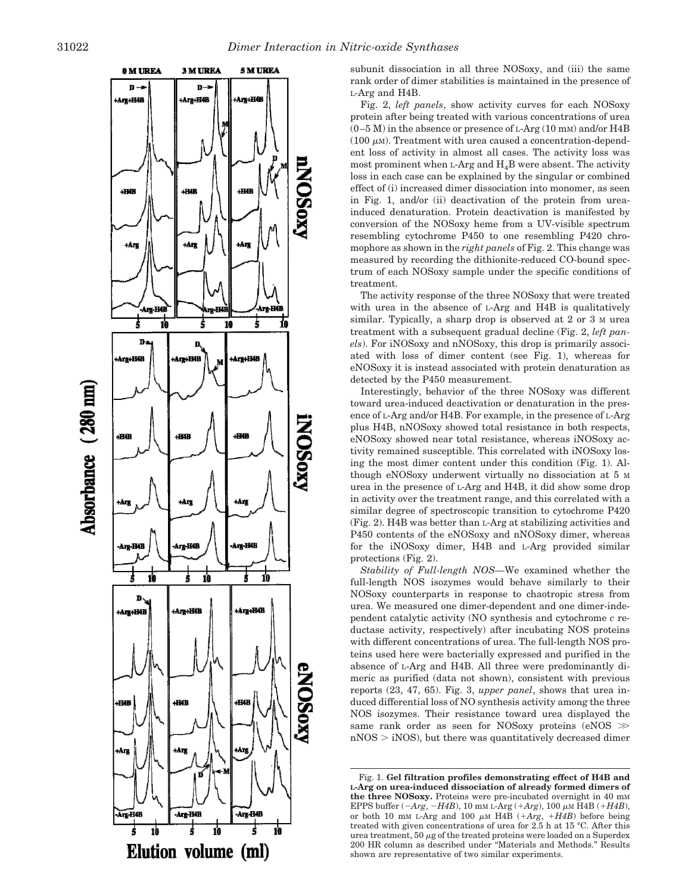0 M UREA

3 M UREA

5 M UREA

D

+Arg+H4B

M

+H4B

+Arg

-Arg-H4B

5 10

nNOSoxy

iNOSoxy

eNOSoxy

Absorbance (280 nm)

Elution volume (ml)

subunit dissociation in all three NOSoxy, and (iii) the same rank order of dimer stabilities is maintained in the presence of L-Arg and H4B.

Fig. 2, *left panels*, show activity curves for each NOSoxy protein after being treated with various concentrations of urea (0–5 M) in the absence or presence of L-Arg (10 mM) and/or H4B (100 $\mu$M). Treatment with urea caused a concentration-dependent loss of activity in almost all cases. The activity loss was most prominent when L-Arg and $H_4B$ were absent. The activity loss in each case can be explained by the singular or combined effect of (i) increased dimer dissociation into monomer, as seen in Fig. 1, and/or (ii) deactivation of the protein from urea-induced denaturation. Protein deactivation is manifested by conversion of the NOSoxy heme from a UV-visible spectrum resembling cytochrome P450 to one resembling P420 chromophore as shown in the *right panels* of Fig. 2. This change was measured by recording the dithionite-reduced CO-bound spectrum of each NOSoxy sample under the specific conditions of treatment.

The activity response of the three NOSoxy that were treated with urea in the absence of L-Arg and H4B is qualitatively similar. Typically, a sharp drop is observed at 2 or 3 M urea treatment with a subsequent gradual decline (Fig. 2, *left panels*). For iNOSoxy and nNOSoxy, this drop is primarily associated with loss of dimer content (see Fig. 1), whereas for eNOSoxy it is instead associated with protein denaturation as detected by the P450 measurement.

Interestingly, behavior of the three NOSoxy was different toward urea-induced deactivation or denaturation in the presence of L-Arg and/or H4B. For example, in the presence of L-Arg plus H4B, nNOSoxy showed total resistance in both respects, eNOSoxy showed near total resistance, whereas iNOSoxy activity remained susceptible. This correlated with iNOSoxy losing the most dimer content under this condition (Fig. 1). Although eNOSoxy underwent virtually no dissociation at 5 M urea in the presence of L-Arg and H4B, it did show some drop in activity over the treatment range, and this correlated with a similar degree of spectroscopic transition to cytochrome P420 (Fig. 2). H4B was better than L-Arg at stabilizing activities and P450 contents of the eNOSoxy and nNOSoxy dimer, whereas for the iNOSoxy dimer, H4B and L-Arg provided similar protections (Fig. 2).

*Stability of Full-length NOS*—We examined whether the full-length NOS isozymes would behave similarly to their NOSoxy counterparts in response to chaotropic stress from urea. We measured one dimer-dependent and one dimer-independent catalytic activity (NO synthesis and cytochrome *c* reductase activity, respectively) after incubating NOS proteins with different concentrations of urea. The full-length NOS proteins used here were bacterially expressed and purified in the absence of L-Arg and H4B. All three were predominantly dimeric as purified (data not shown), consistent with previous reports (23, 47, 65). Fig. 3, *upper panel*, shows that urea induced differential loss of NO synthesis activity among the three NOS isozymes. Their resistance toward urea displayed the same rank order as seen for NOSoxy proteins (eNOS ≫ nNOS > iNOS), but there was quantitatively decreased dimer

Fig. 1. **Gel filtration profiles demonstrating effect of H4B and L-Arg on urea-induced dissociation of already formed dimers of the three NOSoxy.** Proteins were pre-incubated overnight in 40 mM EPPS buffer (*−Arg*, *−H4B*), 10 mM L-Arg (*+Arg*), 100 $\mu$M H4B (*+H4B*), or both 10 mM L-Arg and 100 $\mu$M H4B (*+Arg*, *+H4B*) before being treated with given concentrations of urea for 2.5 h at 15 °C. After this urea treatment, 50 $\mu$g of the treated proteins were loaded on a Superdex 200 HR column as described under "Materials and Methods." Results shown are representative of two similar experiments.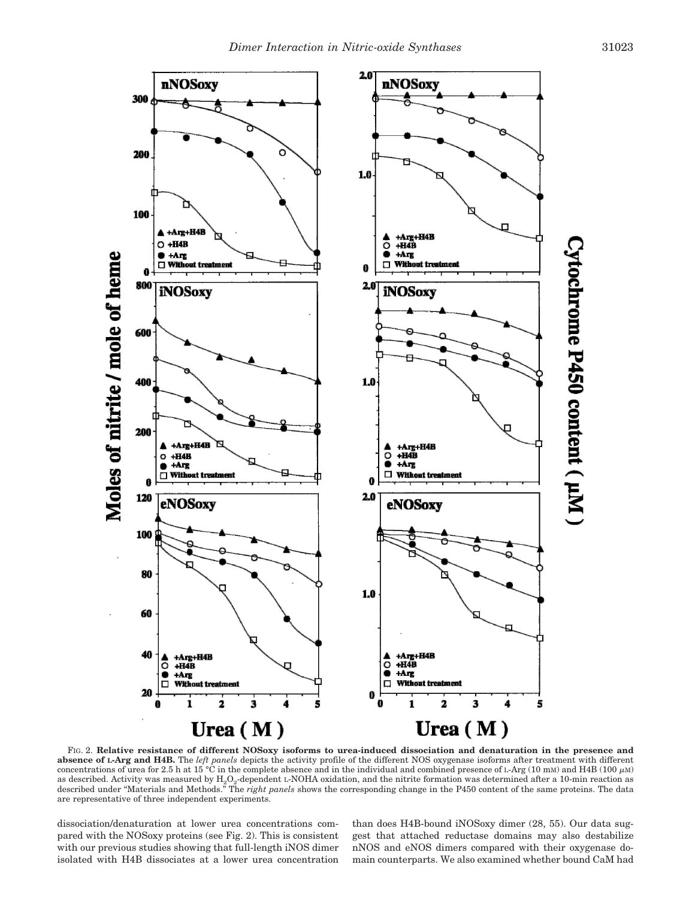nNOSoxy

300

200

100

0

+Arg+H4B
+H4B
+Arg
Without treatment

iNOSoxy

800

600

400

200

0

+Arg+H4B
+H4B
+Arg
Without treatment

eNOSoxy

120

100

80

60

40

20

+Arg+H4B
+H4B
+Arg
Without treatment

0 1 2 3 4 5

Urea ( M )

Moles of nitrite / mole of heme

nNOSoxy

2.0

1.0

0

+Arg+H4B
+H4B
+Arg
Without treatment

iNOSoxy

2.0

1.0

0

+Arg+H4B
+H4B
+Arg
Without treatment

eNOSoxy

2.0

1.0

0

+Arg+H4B
+H4B
+Arg
Without treatment

0 1 2 3 4 5

Urea ( M )

Cytochrome P450 content ( μM )

FIG. 2. **Relative resistance of different NOSoxy isoforms to urea-induced dissociation and denaturation in the presence and absence of L-Arg and H4B.** The *left panels* depicts the activity profile of the different NOS oxygenase isoforms after treatment with different concentrations of urea for 2.5 h at 15 °C in the complete absence and in the individual and combined presence of L-Arg (10 mM) and H4B (100 μM) as described. Activity was measured by $H_2O_2$-dependent L-NOHA oxidation, and the nitrite formation was determined after a 10-min reaction as described under "Materials and Methods." The *right panels* shows the corresponding change in the P450 content of the same proteins. The data are representative of three independent experiments.

dissociation/denaturation at lower urea concentrations compared with the NOSoxy proteins (see Fig. 2). This is consistent with our previous studies showing that full-length iNOS dimer isolated with H4B dissociates at a lower urea concentration than does H4B-bound iNOSoxy dimer (28, 55). Our data suggest that attached reductase domains may also destabilize nNOS and eNOS dimers compared with their oxygenase domain counterparts. We also examined whether bound CaM had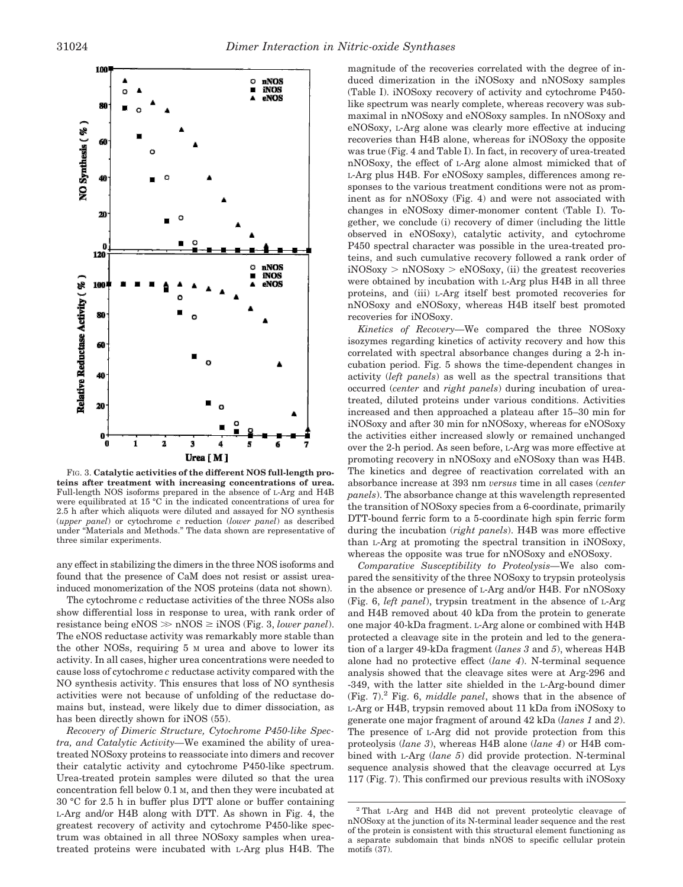NO Synthesis ( % )

100

80

60

40

20

0

○ nNOS
■ iNOS
▲ eNOS

Relative Reductase Activity ( % )

120

100

80

60

40

20

0

○ nNOS
■ iNOS
▲ eNOS

0 1 2 3 4 5 6 7

Urea [ M ]

FIG. 3. **Catalytic activities of the different NOS full-length proteins after treatment with increasing concentrations of urea.** Full-length NOS isoforms prepared in the absence of L-Arg and H4B were equilibrated at 15 °C in the indicated concentrations of urea for 2.5 h after which aliquots were diluted and assayed for NO synthesis (*upper panel*) or cytochrome *c* reduction (*lower panel*) as described under "Materials and Methods." The data shown are representative of three similar experiments.

any effect in stabilizing the dimers in the three NOS isoforms and found that the presence of CaM does not resist or assist urea-induced monomerization of the NOS proteins (data not shown).

The cytochrome *c* reductase activities of the three NOSs also show differential loss in response to urea, with rank order of resistance being eNOS ≫ nNOS ≥ iNOS (Fig. 3, *lower panel*). The eNOS reductase activity was remarkably more stable than the other NOSs, requiring 5 M urea and above to lower its activity. In all cases, higher urea concentrations were needed to cause loss of cytochrome *c* reductase activity compared with the NO synthesis activity. This ensures that loss of NO synthesis activities were not because of unfolding of the reductase domains but, instead, were likely due to dimer dissociation, as has been directly shown for iNOS (55).

*Recovery of Dimeric Structure, Cytochrome P450-like Spectra, and Catalytic Activity*—We examined the ability of urea-treated NOSoxy proteins to reassociate into dimers and recover their catalytic activity and cytochrome P450-like spectrum. Urea-treated protein samples were diluted so that the urea concentration fell below 0.1 M, and then they were incubated at 30 °C for 2.5 h in buffer plus DTT alone or buffer containing L-Arg and/or H4B along with DTT. As shown in Fig. 4, the greatest recovery of activity and cytochrome P450-like spectrum was obtained in all three NOSoxy samples when urea-treated proteins were incubated with L-Arg plus H4B. The magnitude of the recoveries correlated with the degree of induced dimerization in the iNOSoxy and nNOSoxy samples (Table I). iNOSoxy recovery of activity and cytochrome P450-like spectrum was nearly complete, whereas recovery was submaximal in nNOSoxy and eNOSoxy samples. In nNOSoxy and eNOSoxy, L-Arg alone was clearly more effective at inducing recoveries than H4B alone, whereas for iNOSoxy the opposite was true (Fig. 4 and Table I). In fact, in recovery of urea-treated nNOSoxy, the effect of L-Arg alone almost mimicked that of L-Arg plus H4B. For eNOSoxy samples, differences among responses to the various treatment conditions were not as prominent as for nNOSoxy (Fig. 4) and were not associated with changes in eNOSoxy dimer-monomer content (Table I). Together, we conclude (i) recovery of dimer (including the little observed in eNOSoxy), catalytic activity, and cytochrome P450 spectral character was possible in the urea-treated proteins, and such cumulative recovery followed a rank order of iNOSoxy > nNOSoxy > eNOSoxy, (ii) the greatest recoveries were obtained by incubation with L-Arg plus H4B in all three proteins, and (iii) L-Arg itself best promoted recoveries for nNOSoxy and eNOSoxy, whereas H4B itself best promoted recoveries for iNOSoxy.

*Kinetics of Recovery*—We compared the three NOSoxy isozymes regarding kinetics of activity recovery and how this correlated with spectral absorbance changes during a 2-h incubation period. Fig. 5 shows the time-dependent changes in activity (*left panels*) as well as the spectral transitions that occurred (*center* and *right panels*) during incubation of urea-treated, diluted proteins under various conditions. Activities increased and then approached a plateau after 15–30 min for iNOSoxy and after 30 min for nNOSoxy, whereas for eNOSoxy the activities either increased slowly or remained unchanged over the 2-h period. As seen before, L-Arg was more effective at promoting recovery in nNOSoxy and eNOSoxy than was H4B. The kinetics and degree of reactivation correlated with an absorbance increase at 393 nm *versus* time in all cases (*center panels*). The absorbance change at this wavelength represented the transition of NOSoxy species from a 6-coordinate, primarily DTT-bound ferric form to a 5-coordinate high spin ferric form during the incubation (*right panels*). H4B was more effective than L-Arg at promoting the spectral transition in iNOSoxy, whereas the opposite was true for nNOSoxy and eNOSoxy.

*Comparative Susceptibility to Proteolysis*—We also compared the sensitivity of the three NOSoxy to trypsin proteolysis in the absence or presence of L-Arg and/or H4B. For nNOSoxy (Fig. 6, *left panel*), trypsin treatment in the absence of L-Arg and H4B removed about 40 kDa from the protein to generate one major 40-kDa fragment. L-Arg alone or combined with H4B protected a cleavage site in the protein and led to the generation of a larger 49-kDa fragment (*lanes 3* and *5*), whereas H4B alone had no protective effect (*lane 4*). N-terminal sequence analysis showed that the cleavage sites were at Arg-296 and -349, with the latter site shielded in the L-Arg-bound dimer (Fig. 7).[2] Fig. 6, *middle panel*, shows that in the absence of L-Arg or H4B, trypsin removed about 11 kDa from iNOSoxy to generate one major fragment of around 42 kDa (*lanes 1* and *2*). The presence of L-Arg did not provide protection from this proteolysis (*lane 3*), whereas H4B alone (*lane 4*) or H4B combined with L-Arg (*lane 5*) did provide protection. N-terminal sequence analysis showed that the cleavage occurred at Lys 117 (Fig. 7). This confirmed our previous results with iNOSoxy

[2] That L-Arg and H4B did not prevent proteolytic cleavage of nNOSoxy at the junction of its N-terminal leader sequence and the rest of the protein is consistent with this structural element functioning as a separate subdomain that binds nNOS to specific cellular protein motifs (37).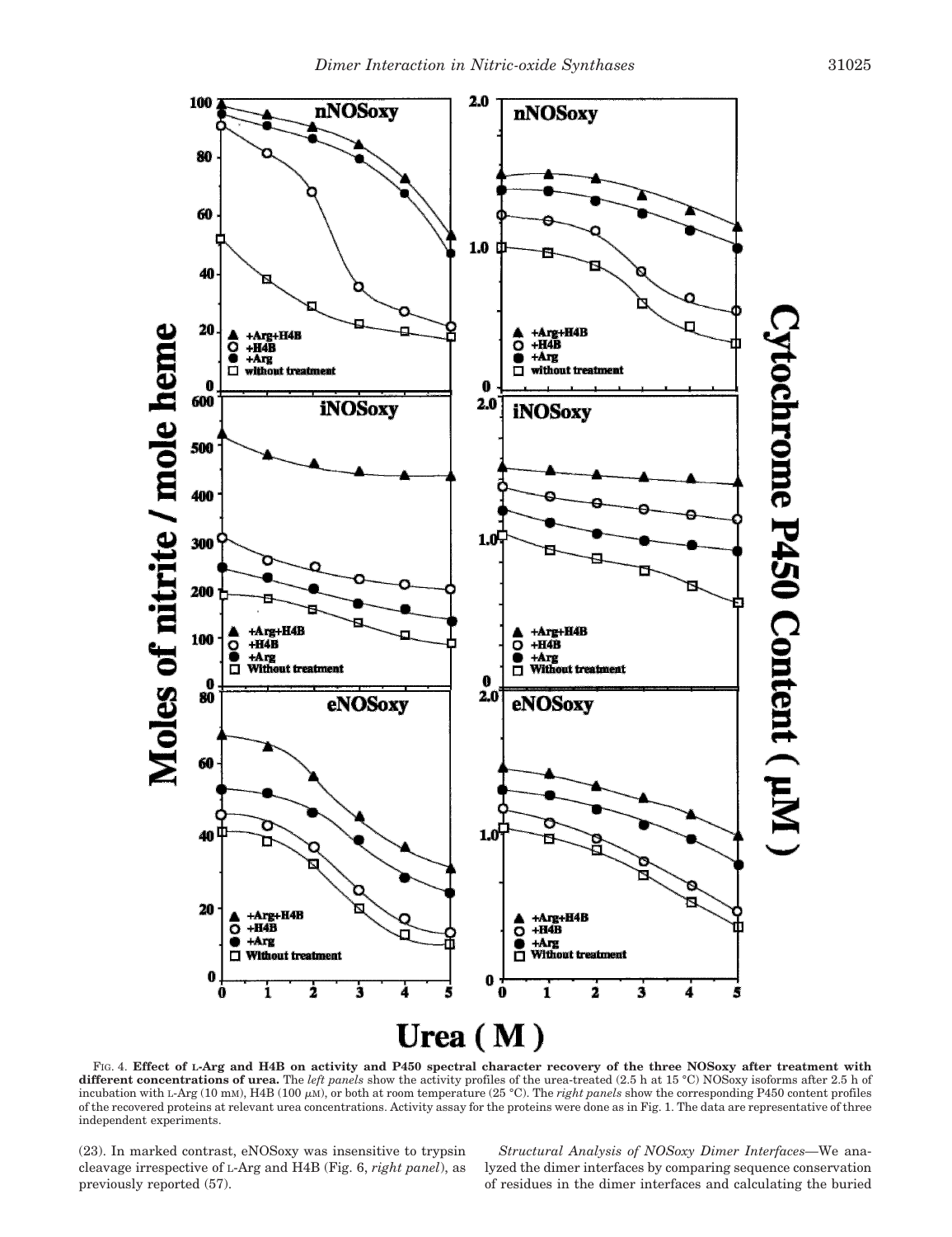Moles of nitrite / mole heme

Cytochrome P450 Content ( μM )

nNOSoxy

100
80
60
40
20
0

▲ +Arg+H4B
○ +H4B
● +Arg
□ without treatment

nNOSoxy

2.0
1.0
0

▲ +Arg+H4B
○ +H4B
● +Arg
□ without treatment

iNOSoxy

600
500
400
300
200
100
0

▲ +Arg+H4B
○ +H4B
● +Arg
□ Without treatment

iNOSoxy

2.0
1.0
0

▲ +Arg+H4B
○ +H4B
● +Arg
□ Without treatment

eNOSoxy

80
60
40
20
0

▲ +Arg+H4B
○ +H4B
● +Arg
□ Without treatment

eNOSoxy

2.0
1.0
0

▲ +Arg+H4B
○ +H4B
● +Arg
□ Without treatment

0 1 2 3 4 5

Urea ( M )

Fig. 4. **Effect of L-Arg and H4B on activity and P450 spectral character recovery of the three NOSoxy after treatment with different concentrations of urea.** The *left panels* show the activity profiles of the urea-treated (2.5 h at 15 °C) NOSoxy isoforms after 2.5 h of incubation with L-Arg (10 mM), H4B (100 μM), or both at room temperature (25 °C). The *right panels* show the corresponding P450 content profiles of the recovered proteins at relevant urea concentrations. Activity assay for the proteins were done as in Fig. 1. The data are representative of three independent experiments.

(23). In marked contrast, eNOSoxy was insensitive to trypsin cleavage irrespective of L-Arg and H4B (Fig. 6, *right panel*), as previously reported (57).

*Structural Analysis of NOSoxy Dimer Interfaces*—We analyzed the dimer interfaces by comparing sequence conservation of residues in the dimer interfaces and calculating the buried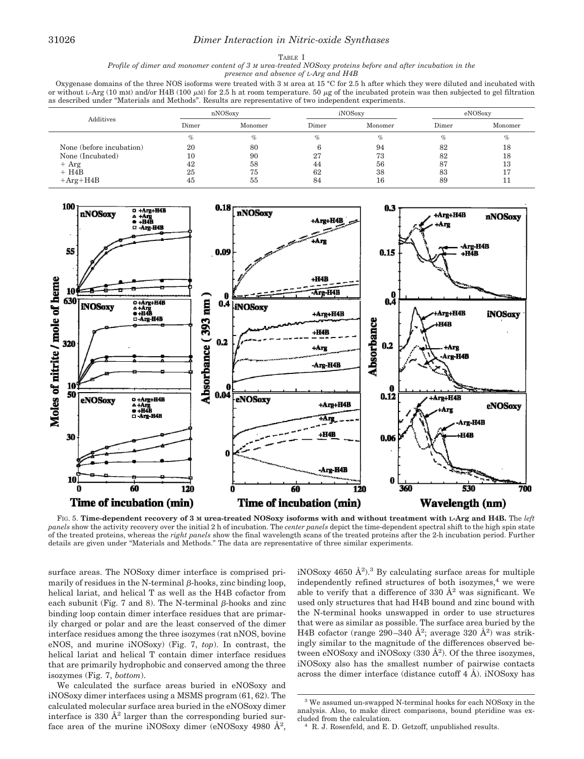TABLE I

*Profile of dimer and monomer content of 3 M urea-treated NOSoxy proteins before and after incubation in the presence and absence of L-Arg and H4B*

Oxygenase domains of the three NOS isoforms were treated with 3 M area at 15 °C for 2.5 h after which they were diluted and incubated with or without L-Arg (10 mM) and/or H4B (100 μM) for 2.5 h at room temperature. 50 μg of the incubated protein was then subjected to gel filtration as described under "Materials and Methods". Results are representative of two independent experiments.

| Additives | nNOSoxy | | iNOSoxy | | eNOSoxy | |
|---|---|---|---|---|---|---|
| | Dimer | Monomer | Dimer | Monomer | Dimer | Monomer |
| | % | % | % | % | % | % |
| None (before incubation) | 20 | 80 | 6 | 94 | 82 | 18 |
| None (Incubated) | 10 | 90 | 27 | 73 | 82 | 18 |
| + Arg | 42 | 58 | 44 | 56 | 87 | 13 |
| + H4B | 25 | 75 | 62 | 38 | 83 | 17 |
| +Arg+H4B | 45 | 55 | 84 | 16 | 89 | 11 |

nNOSoxy
iNOSoxy
eNOSoxy
+Arg+H4B
+Arg
+H4B
-Arg-H4B
Moles of nitrite / mole of heme
100
55
10
630
320
10
50
30
10
0
60
120
Time of incubation (min)

Absorbance (393 nm)
0.18
0.09
0
0.4
0.2
0
0.04
0
Time of incubation (min)

Absorbance
0.3
0.15
0
0.4
0.2
0
0.12
0.06
0
360
530
700
Wavelength (nm)

FIG. 5. **Time-dependent recovery of 3 M urea-treated NOSoxy isoforms with and without treatment with L-Arg and H4B.** The *left panels* show the activity recovery over the initial 2 h of incubation. The *center panels* depict the time-dependent spectral shift to the high spin state of the treated proteins, whereas the *right panels* show the final wavelength scans of the treated proteins after the 2-h incubation period. Further details are given under "Materials and Methods." The data are representative of three similar experiments.

surface areas. The NOSoxy dimer interface is comprised primarily of residues in the N-terminal β-hooks, zinc binding loop, helical lariat, and helical T as well as the H4B cofactor from each subunit (Fig. 7 and 8). The N-terminal β-hooks and zinc binding loop contain dimer interface residues that are primarily charged or polar and are the least conserved of the dimer interface residues among the three isozymes (rat nNOS, bovine eNOS, and murine iNOSoxy) (Fig. 7, *top*). In contrast, the helical lariat and helical T contain dimer interface residues that are primarily hydrophobic and conserved among the three isozymes (Fig. 7, *bottom*).

We calculated the surface areas buried in eNOSoxy and iNOSoxy dimer interfaces using a MSMS program (61, 62). The calculated molecular surface area buried in the eNOSoxy dimer interface is 330 Å$^2$ larger than the corresponding buried surface area of the murine iNOSoxy dimer (eNOSoxy 4980 Å$^2$, iNOSoxy 4650 Å$^2$).[3] By calculating surface areas for multiple independently refined structures of both isozymes,[4] we were able to verify that a difference of 330 Å$^2$ was significant. We used only structures that had H4B bound and zinc bound with the N-terminal hooks unswapped in order to use structures that were as similar as possible. The surface area buried by the H4B cofactor (range 290–340 Å$^2$; average 320 Å$^2$) was strikingly similar to the magnitude of the differences observed between eNOSoxy and iNOSoxy (330 Å$^2$). Of the three isozymes, iNOSoxy also has the smallest number of pairwise contacts across the dimer interface (distance cutoff 4 Å). iNOSoxy has

[3] We assumed un-swapped N-terminal hooks for each NOSoxy in the analysis. Also, to make direct comparisons, bound pteridine was excluded from the calculation.

[4] R. J. Rosenfeld, and E. D. Getzoff, unpublished results.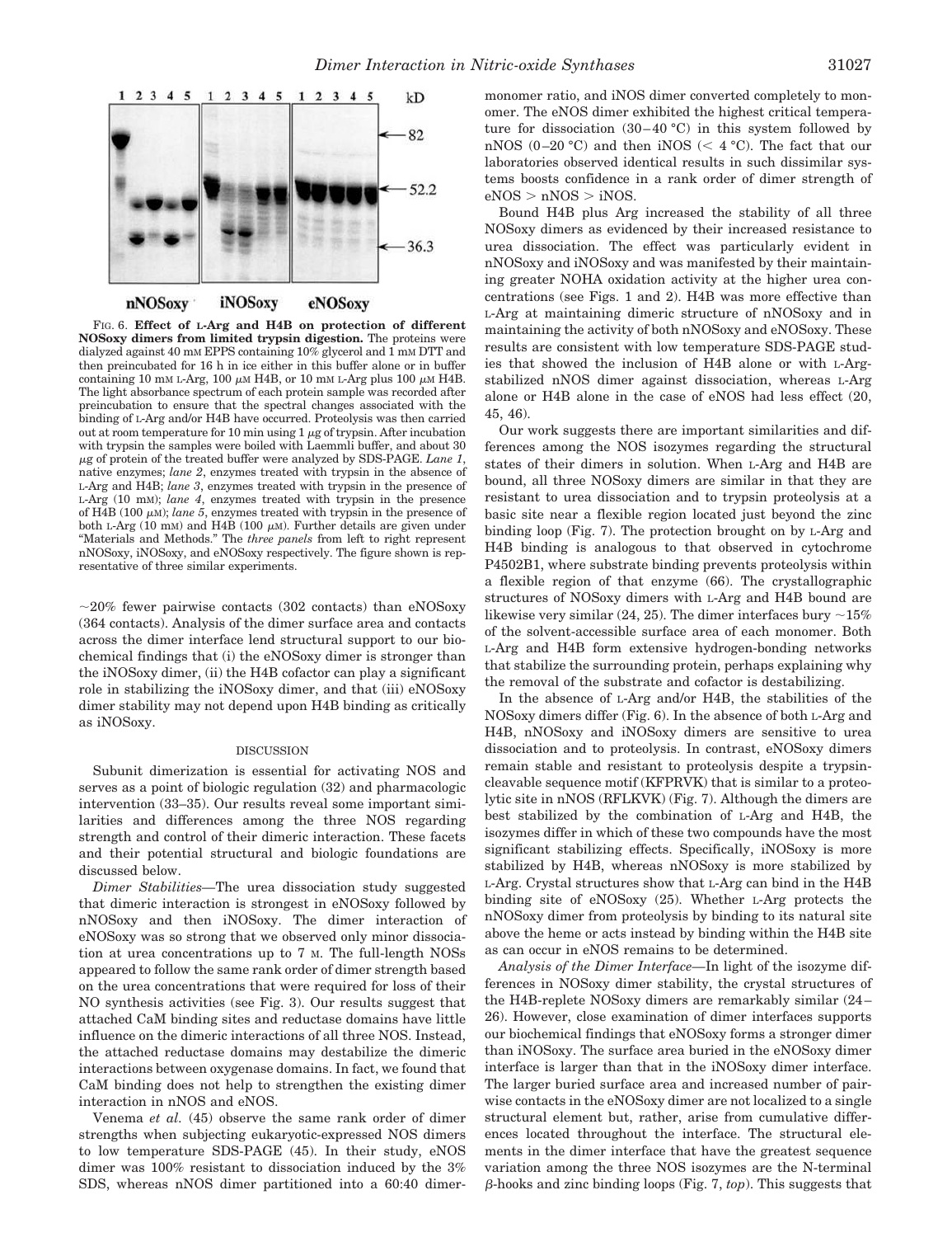1 2 3 4 5 1 2 3 4 5 1 2 3 4 5 kD

82

52.2

36.3

nNOSoxy iNOSoxy eNOSoxy

FIG. 6. **Effect of L-Arg and H4B on protection of different NOSoxy dimers from limited trypsin digestion.** The proteins were dialyzed against 40 mM EPPS containing 10% glycerol and 1 mM DTT and then preincubated for 16 h in ice either in this buffer alone or in buffer containing 10 mM L-Arg, 100 μM H4B, or 10 mM L-Arg plus 100 μM H4B. The light absorbance spectrum of each protein sample was recorded after preincubation to ensure that the spectral changes associated with the binding of L-Arg and/or H4B have occurred. Proteolysis was then carried out at room temperature for 10 min using 1 μg of trypsin. After incubation with trypsin the samples were boiled with Laemmli buffer, and about 30 μg of protein of the treated buffer were analyzed by SDS-PAGE. *Lane 1*, native enzymes; *lane 2*, enzymes treated with trypsin in the absence of L-Arg and H4B; *lane 3*, enzymes treated with trypsin in the presence of L-Arg (10 mM); *lane 4*, enzymes treated with trypsin in the presence of H4B (100 μM); *lane 5*, enzymes treated with trypsin in the presence of both L-Arg (10 mM) and H4B (100 μM). Further details are given under "Materials and Methods." The *three panels* from left to right represent nNOSoxy, iNOSoxy, and eNOSoxy respectively. The figure shown is representative of three similar experiments.

~20% fewer pairwise contacts (302 contacts) than eNOSoxy (364 contacts). Analysis of the dimer surface area and contacts across the dimer interface lend structural support to our biochemical findings that (i) the eNOSoxy dimer is stronger than the iNOSoxy dimer, (ii) the H4B cofactor can play a significant role in stabilizing the iNOSoxy dimer, and that (iii) eNOSoxy dimer stability may not depend upon H4B binding as critically as iNOSoxy.

## DISCUSSION

Subunit dimerization is essential for activating NOS and serves as a point of biologic regulation (32) and pharmacologic intervention (33–35). Our results reveal some important similarities and differences among the three NOS regarding strength and control of their dimeric interaction. These facets and their potential structural and biologic foundations are discussed below.

*Dimer Stabilities*—The urea dissociation study suggested that dimeric interaction is strongest in eNOSoxy followed by nNOSoxy and then iNOSoxy. The dimer interaction of eNOSoxy was so strong that we observed only minor dissociation at urea concentrations up to 7 M. The full-length NOSs appeared to follow the same rank order of dimer strength based on the urea concentrations that were required for loss of their NO synthesis activities (see Fig. 3). Our results suggest that attached CaM binding sites and reductase domains have little influence on the dimeric interactions of all three NOS. Instead, the attached reductase domains may destabilize the dimeric interactions between oxygenase domains. In fact, we found that CaM binding does not help to strengthen the existing dimer interaction in nNOS and eNOS.

Venema *et al.* (45) observe the same rank order of dimer strengths when subjecting eukaryotic-expressed NOS dimers to low temperature SDS-PAGE (45). In their study, eNOS dimer was 100% resistant to dissociation induced by the 3% SDS, whereas nNOS dimer partitioned into a 60:40 dimer-monomer ratio, and iNOS dimer converted completely to monomer. The eNOS dimer exhibited the highest critical temperature for dissociation (30–40 °C) in this system followed by nNOS (0–20 °C) and then iNOS (< 4 °C). The fact that our laboratories observed identical results in such dissimilar systems boosts confidence in a rank order of dimer strength of eNOS > nNOS > iNOS.

Bound H4B plus Arg increased the stability of all three NOSoxy dimers as evidenced by their increased resistance to urea dissociation. The effect was particularly evident in nNOSoxy and iNOSoxy and was manifested by their maintaining greater NOHA oxidation activity at the higher urea concentrations (see Figs. 1 and 2). H4B was more effective than L-Arg at maintaining dimeric structure of nNOSoxy and in maintaining the activity of both nNOSoxy and eNOSoxy. These results are consistent with low temperature SDS-PAGE studies that showed the inclusion of H4B alone or with L-Arg-stabilized nNOS dimer against dissociation, whereas L-Arg alone or H4B alone in the case of eNOS had less effect (20, 45, 46).

Our work suggests there are important similarities and differences among the NOS isozymes regarding the structural states of their dimers in solution. When L-Arg and H4B are bound, all three NOSoxy dimers are similar in that they are resistant to urea dissociation and to trypsin proteolysis at a basic site near a flexible region located just beyond the zinc binding loop (Fig. 7). The protection brought on by L-Arg and H4B binding is analogous to that observed in cytochrome P4502B1, where substrate binding prevents proteolysis within a flexible region of that enzyme (66). The crystallographic structures of NOSoxy dimers with L-Arg and H4B bound are likewise very similar (24, 25). The dimer interfaces bury ~15% of the solvent-accessible surface area of each monomer. Both L-Arg and H4B form extensive hydrogen-bonding networks that stabilize the surrounding protein, perhaps explaining why the removal of the substrate and cofactor is destabilizing.

In the absence of L-Arg and/or H4B, the stabilities of the NOSoxy dimers differ (Fig. 6). In the absence of both L-Arg and H4B, nNOSoxy and iNOSoxy dimers are sensitive to urea dissociation and to proteolysis. In contrast, eNOSoxy dimers remain stable and resistant to proteolysis despite a trypsin-cleavable sequence motif (KFPRVK) that is similar to a proteolytic site in nNOS (RFLKVK) (Fig. 7). Although the dimers are best stabilized by the combination of L-Arg and H4B, the isozymes differ in which of these two compounds have the most significant stabilizing effects. Specifically, iNOSoxy is more stabilized by H4B, whereas nNOSoxy is more stabilized by L-Arg. Crystal structures show that L-Arg can bind in the H4B binding site of eNOSoxy (25). Whether L-Arg protects the nNOSoxy dimer from proteolysis by binding to its natural site above the heme or acts instead by binding within the H4B site as can occur in eNOS remains to be determined.

*Analysis of the Dimer Interface*—In light of the isozyme differences in NOSoxy dimer stability, the crystal structures of the H4B-replete NOSoxy dimers are remarkably similar (24–26). However, close examination of dimer interfaces supports our biochemical findings that eNOSoxy forms a stronger dimer than iNOSoxy. The surface area buried in the eNOSoxy dimer interface is larger than that in the iNOSoxy dimer interface. The larger buried surface area and increased number of pairwise contacts in the eNOSoxy dimer are not localized to a single structural element but, rather, arise from cumulative differences located throughout the interface. The structural elements in the dimer interface that have the greatest sequence variation among the three NOS isozymes are the N-terminal β-hooks and zinc binding loops (Fig. 7, *top*). This suggests that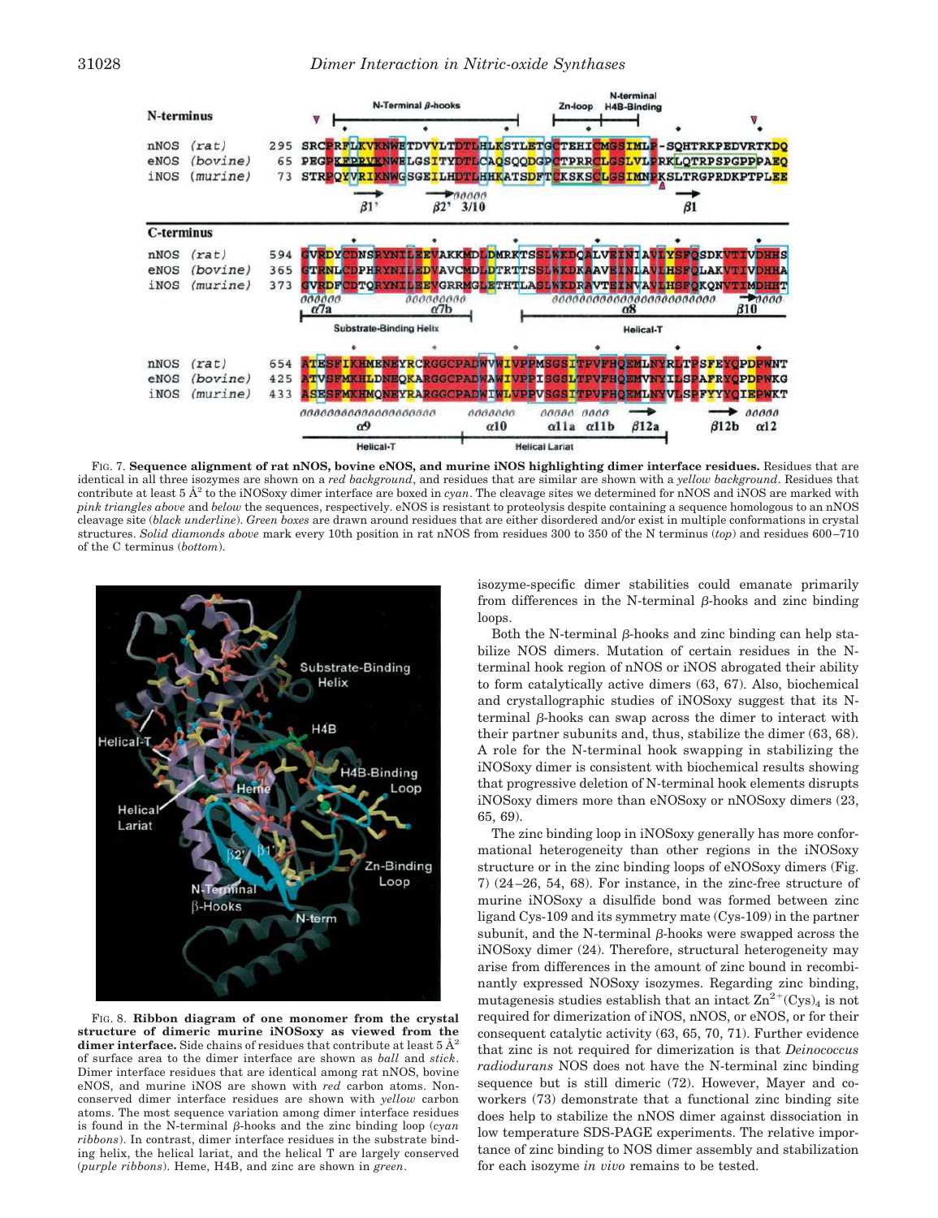FIG. 7. **Sequence alignment of rat nNOS, bovine eNOS, and murine iNOS highlighting dimer interface residues.** Residues that are identical in all three isozymes are shown on a *red background*, and residues that are similar are shown with a *yellow background*. Residues that contribute at least 5 Å$^2$ to the iNOSoxy dimer interface are boxed in *cyan*. The cleavage sites we determined for nNOS and iNOS are marked with *pink triangles above* and *below* the sequences, respectively. eNOS is resistant to proteolysis despite containing a sequence homologous to an nNOS cleavage site (*black underline*). *Green boxes* are drawn around residues that are either disordered and/or exist in multiple conformations in crystal structures. *Solid diamonds above* mark every 10th position in rat nNOS from residues 300 to 350 of the N terminus (*top*) and residues 600–710 of the C terminus (*bottom*).

FIG. 8. **Ribbon diagram of one monomer from the crystal structure of dimeric murine iNOSoxy as viewed from the dimer interface.** Side chains of residues that contribute at least 5 Å$^2$ of surface area to the dimer interface are shown as *ball* and *stick*. Dimer interface residues that are identical among rat nNOS, bovine eNOS, and murine iNOS are shown with *red* carbon atoms. Nonconserved dimer interface residues are shown with *yellow* carbon atoms. The most sequence variation among dimer interface residues is found in the N-terminal β-hooks and the zinc binding loop (*cyan ribbons*). In contrast, dimer interface residues in the substrate binding helix, the helical lariat, and the helical T are largely conserved (*purple ribbons*). Heme, H4B, and zinc are shown in *green*.

isozyme-specific dimer stabilities could emanate primarily from differences in the N-terminal β-hooks and zinc binding loops.

Both the N-terminal β-hooks and zinc binding can help stabilize NOS dimers. Mutation of certain residues in the N-terminal hook region of nNOS or iNOS abrogated their ability to form catalytically active dimers (63, 67). Also, biochemical and crystallographic studies of iNOSoxy suggest that its N-terminal β-hooks can swap across the dimer to interact with their partner subunits and, thus, stabilize the dimer (63, 68). A role for the N-terminal hook swapping in stabilizing the iNOSoxy dimer is consistent with biochemical results showing that progressive deletion of N-terminal hook elements disrupts iNOSoxy dimers more than eNOSoxy or nNOSoxy dimers (23, 65, 69).

The zinc binding loop in iNOSoxy generally has more conformational heterogeneity than other regions in the iNOSoxy structure or in the zinc binding loops of eNOSoxy dimers (Fig. 7) (24–26, 54, 68). For instance, in the zinc-free structure of murine iNOSoxy a disulfide bond was formed between zinc ligand Cys-109 and its symmetry mate (Cys-109) in the partner subunit, and the N-terminal β-hooks were swapped across the iNOSoxy dimer (24). Therefore, structural heterogeneity may arise from differences in the amount of zinc bound in recombinantly expressed NOSoxy isozymes. Regarding zinc binding, mutagenesis studies establish that an intact $Zn^{2+}(Cys)_4$ is not required for dimerization of iNOS, nNOS, or eNOS, or for their consequent catalytic activity (63, 65, 70, 71). Further evidence that zinc is not required for dimerization is that *Deinococcus radiodurans* NOS does not have the N-terminal zinc binding sequence but is still dimeric (72). However, Mayer and coworkers (73) demonstrate that a functional zinc binding site does help to stabilize the nNOS dimer against dissociation in low temperature SDS-PAGE experiments. The relative importance of zinc binding to NOS dimer assembly and stabilization for each isozyme *in vivo* remains to be tested.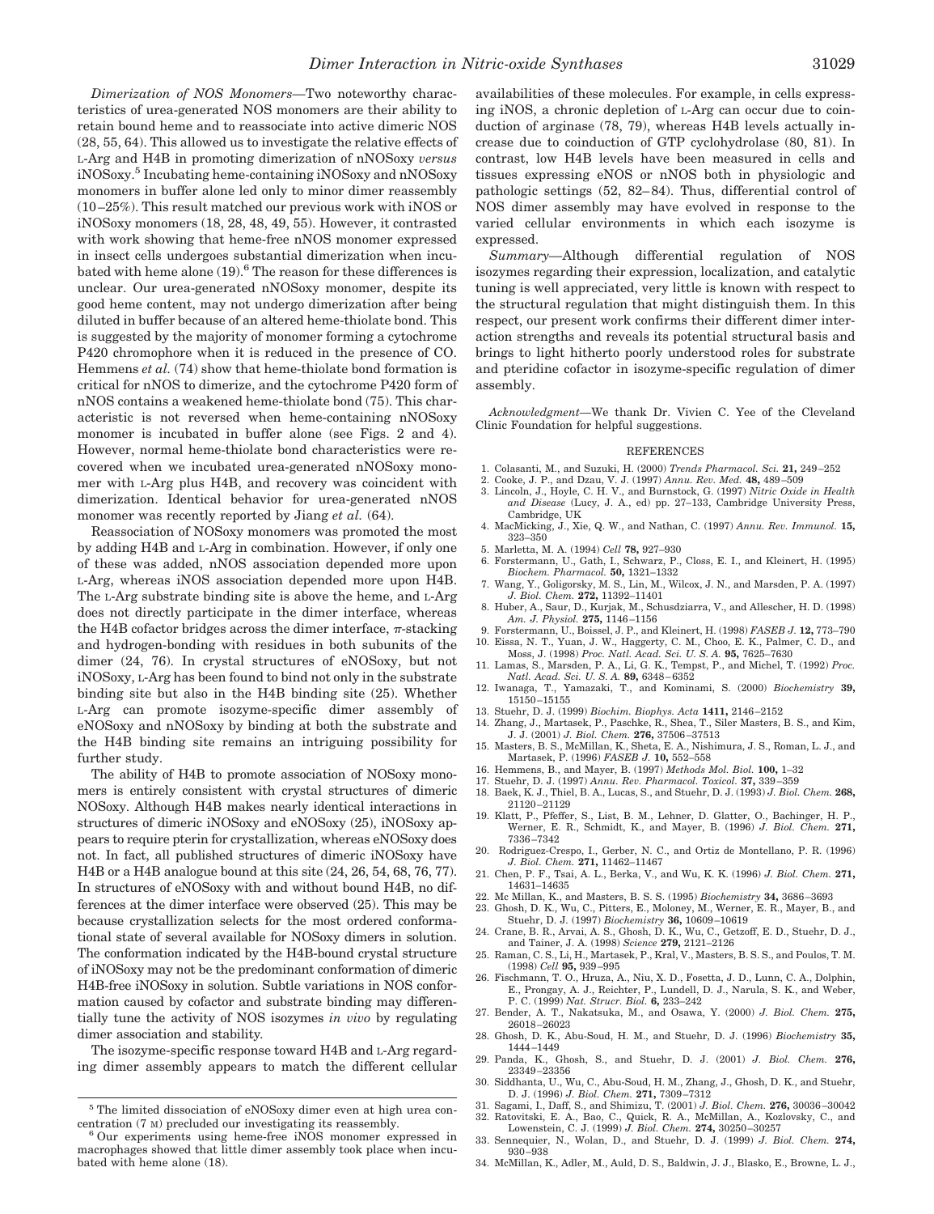*Dimerization of NOS Monomers*—Two noteworthy characteristics of urea-generated NOS monomers are their ability to retain bound heme and to reassociate into active dimeric NOS (28, 55, 64). This allowed us to investigate the relative effects of L-Arg and H4B in promoting dimerization of nNOSoxy *versus* iNOSoxy.[5] Incubating heme-containing iNOSoxy and nNOSoxy monomers in buffer alone led only to minor dimer reassembly (10–25%). This result matched our previous work with iNOS or iNOSoxy monomers (18, 28, 48, 49, 55). However, it contrasted with work showing that heme-free nNOS monomer expressed in insect cells undergoes substantial dimerization when incubated with heme alone (19).[6] The reason for these differences is unclear. Our urea-generated nNOSoxy monomer, despite its good heme content, may not undergo dimerization after being diluted in buffer because of an altered heme-thiolate bond. This is suggested by the majority of monomer forming a cytochrome P420 chromophore when it is reduced in the presence of CO. Hemmens *et al.* (74) show that heme-thiolate bond formation is critical for nNOS to dimerize, and the cytochrome P420 form of nNOS contains a weakened heme-thiolate bond (75). This characteristic is not reversed when heme-containing nNOSoxy monomer is incubated in buffer alone (see Figs. 2 and 4). However, normal heme-thiolate bond characteristics were recovered when we incubated urea-generated nNOSoxy monomer with L-Arg plus H4B, and recovery was coincident with dimerization. Identical behavior for urea-generated nNOS monomer was recently reported by Jiang *et al.* (64).

Reassociation of NOSoxy monomers was promoted the most by adding H4B and L-Arg in combination. However, if only one of these was added, nNOS association depended more upon L-Arg, whereas iNOS association depended more upon H4B. The L-Arg substrate binding site is above the heme, and L-Arg does not directly participate in the dimer interface, whereas the H4B cofactor bridges across the dimer interface, π-stacking and hydrogen-bonding with residues in both subunits of the dimer (24, 76). In crystal structures of eNOSoxy, but not iNOSoxy, L-Arg has been found to bind not only in the substrate binding site but also in the H4B binding site (25). Whether L-Arg can promote isozyme-specific dimer assembly of eNOSoxy and nNOSoxy by binding at both the substrate and the H4B binding site remains an intriguing possibility for further study.

The ability of H4B to promote association of NOSoxy monomers is entirely consistent with crystal structures of dimeric NOSoxy. Although H4B makes nearly identical interactions in structures of dimeric iNOSoxy and eNOSoxy (25), iNOSoxy appears to require pterin for crystallization, whereas eNOSoxy does not. In fact, all published structures of dimeric iNOSoxy have H4B or a H4B analogue bound at this site (24, 26, 54, 68, 76, 77). In structures of eNOSoxy with and without bound H4B, no differences at the dimer interface were observed (25). This may be because crystallization selects for the most ordered conformational state of several available for NOSoxy dimers in solution. The conformation indicated by the H4B-bound crystal structure of iNOSoxy may not be the predominant conformation of dimeric H4B-free iNOSoxy in solution. Subtle variations in NOS conformation caused by cofactor and substrate binding may differentially tune the activity of NOS isozymes *in vivo* by regulating dimer association and stability.

The isozyme-specific response toward H4B and L-Arg regarding dimer assembly appears to match the different cellular availabilities of these molecules. For example, in cells expressing iNOS, a chronic depletion of L-Arg can occur due to coinduction of arginase (78, 79), whereas H4B levels actually increase due to coinduction of GTP cyclohydrolase (80, 81). In contrast, low H4B levels have been measured in cells and tissues expressing eNOS or nNOS both in physiologic and pathologic settings (52, 82–84). Thus, differential control of NOS dimer assembly may have evolved in response to the varied cellular environments in which each isozyme is expressed.

*Summary*—Although differential regulation of NOS isozymes regarding their expression, localization, and catalytic tuning is well appreciated, very little is known with respect to the structural regulation that might distinguish them. In this respect, our present work confirms their different dimer interaction strengths and reveals its potential structural basis and brings to light hitherto poorly understood roles for substrate and pteridine cofactor in isozyme-specific regulation of dimer assembly.

*Acknowledgment*—We thank Dr. Vivien C. Yee of the Cleveland Clinic Foundation for helpful suggestions.

[5] The limited dissociation of eNOSoxy dimer even at high urea concentration (7 M) precluded our investigating its reassembly.

[6] Our experiments using heme-free iNOS monomer expressed in macrophages showed that little dimer assembly took place when incubated with heme alone (18).

## REFERENCES

1. Colasanti, M., and Suzuki, H. (2000) *Trends Pharmacol. Sci.* **21,** 249–252
2. Cooke, J. P., and Dzau, V. J. (1997) *Annu. Rev. Med.* **48,** 489–509
3. Lincoln, J., Hoyle, C. H. V., and Burnstock, G. (1997) *Nitric Oxide in Health and Disease* (Lucy, J. A., ed) pp. 27–133, Cambridge University Press, Cambridge, UK
4. MacMicking, J., Xie, Q. W., and Nathan, C. (1997) *Annu. Rev. Immunol.* **15,** 323–350
5. Marletta, M. A. (1994) *Cell* **78,** 927–930
6. Forstermann, U., Gath, I., Schwarz, P., Closs, E. I., and Kleinert, H. (1995) *Biochem. Pharmacol.* **50,** 1321–1332
7. Wang, Y., Goligorsky, M. S., Lin, M., Wilcox, J. N., and Marsden, P. A. (1997) *J. Biol. Chem.* **272,** 11392–11401
8. Huber, A., Saur, D., Kurjak, M., Schusdziarra, V., and Allescher, H. D. (1998) *Am. J. Physiol.* **275,** 1146–1156
9. Forstermann, U., Boissel, J. P., and Kleinert, H. (1998) *FASEB J.* **12,** 773–790
10. Eissa, N. T., Yuan, J. W., Haggerty, C. M., Choo, E. K., Palmer, C. D., and Moss, J. (1998) *Proc. Natl. Acad. Sci. U. S. A.* **95,** 7625–7630
11. Lamas, S., Marsden, P. A., Li, G. K., Tempst, P., and Michel, T. (1992) *Proc. Natl. Acad. Sci. U. S. A.* **89,** 6348–6352
12. Iwanaga, T., Yamazaki, T., and Kominami, S. (2000) *Biochemistry* **39,** 15150–15155
13. Stuehr, D. J. (1999) *Biochim. Biophys. Acta* **1411,** 2146–2152
14. Zhang, J., Martasek, P., Paschke, R., Shea, T., Siler Masters, B. S., and Kim, J. J. (2001) *J. Biol. Chem.* **276,** 37506–37513
15. Masters, B. S., McMillan, K., Sheta, E. A., Nishimura, J. S., Roman, L. J., and Martasek, P. (1996) *FASEB J.* **10,** 552–558
16. Hemmens, B., and Mayer, B. (1997) *Methods Mol. Biol.* **100,** 1–32
17. Stuehr, D. J. (1997) *Annu. Rev. Pharmacol. Toxicol.* **37,** 339–359
18. Baek, K. J., Thiel, B. A., Lucas, S., and Stuehr, D. J. (1993) *J. Biol. Chem.* **268,** 21120–21129
19. Klatt, P., Pfeffer, S., List, B. M., Lehner, D. Glatter, O., Bachinger, H. P., Werner, E. R., Schmidt, K., and Mayer, B. (1996) *J. Biol. Chem.* **271,** 7336–7342
20. Rodriguez-Crespo, I., Gerber, N. C., and Ortiz de Montellano, P. R. (1996) *J. Biol. Chem.* **271,** 11462–11467
21. Chen, P. F., Tsai, A. L., Berka, V., and Wu, K. K. (1996) *J. Biol. Chem.* **271,** 14631–14635
22. Mc Millan, K., and Masters, B. S. S. (1995) *Biochemistry* **34,** 3686–3693
23. Ghosh, D. K., Wu, C., Pitters, E., Moloney, M., Werner, E. R., Mayer, B., and Stuehr, D. J. (1997) *Biochemistry* **36,** 10609–10619
24. Crane, B. R., Arvai, A. S., Ghosh, D. K., Wu, C., Getzoff, E. D., Stuehr, D. J., and Tainer, J. A. (1998) *Science* **279,** 2121–2126
25. Raman, C. S., Li, H., Martasek, P., Kral, V., Masters, B. S. S., and Poulos, T. M. (1998) *Cell* **95,** 939–995
26. Fischmann, T. O., Hruza, A., Niu, X. D., Fosetta, J. D., Lunn, C. A., Dolphin, E., Prongay, A. J., Reichter, P., Lundell, D. J., Narula, S. K., and Weber, P. C. (1999) *Nat. Strucr. Biol.* **6,** 233–242
27. Bender, A. T., Nakatsuka, M., and Osawa, Y. (2000) *J. Biol. Chem.* **275,** 26018–26023
28. Ghosh, D. K., Abu-Soud, H. M., and Stuehr, D. J. (1996) *Biochemistry* **35,** 1444–1449
29. Panda, K., Ghosh, S., and Stuehr, D. J. (2001) *J. Biol. Chem.* **276,** 23349–23356
30. Siddhanta, U., Wu, C., Abu-Soud, H. M., Zhang, J., Ghosh, D. K., and Stuehr, D. J. (1996) *J. Biol. Chem.* **271,** 7309–7312
31. Sagami, I., Daff, S., and Shimizu, T. (2001) *J. Biol. Chem.* **276,** 30036–30042
32. Ratovitski, E. A., Bao, C., Quick, R. A., McMillan, A., Kozlovsky, C., and Lowenstein, C. J. (1999) *J. Biol. Chem.* **274,** 30250–30257
33. Sennequier, N., Wolan, D., and Stuehr, D. J. (1999) *J. Biol. Chem.* **274,** 930–938
34. McMillan, K., Adler, M., Auld, D. S., Baldwin, J. J., Blasko, E., Browne, L. J.,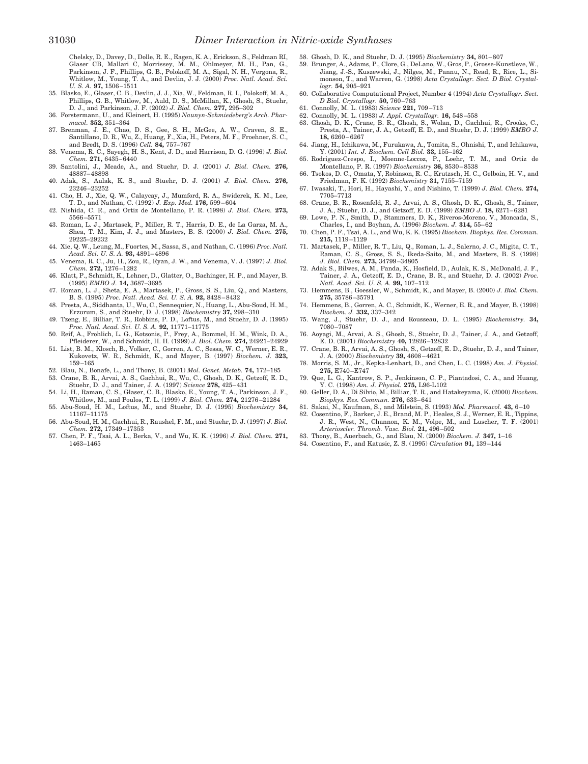Chelsky, D., Davey, D., Dolle, R. E., Eagen, K. A., Erickson, S., Feldman RI, Glaser CB, Mallari C, Morrissey, M. M., Ohlmeyer, M. H., Pan, G., Parkinson, J. F., Phillips, G. B., Polokoff, M. A., Sigal, N. H., Vergona, R., Whitlow, M., Young, T. A., and Devlin, J. J. (2000) *Proc. Natl. Acad. Sci. U. S. A.* **97,** 1506–1511

35. Blasko, E., Glaser, C. B., Devlin, J. J., Xia, W., Feldman, R. I., Polokoff, M. A., Phillips, G. B., Whitlow, M., Auld, D. S., McMillan, K., Ghosh, S., Stuehr, D. J., and Parkinson, J. F. (2002) *J. Biol. Chem.* **277,** 295–302
36. Forstermann, U., and Kleinert, H. (1995) *Naunyn-Schmiedeberg's Arch. Pharmacol.* **352,** 351–364
37. Brenman, J. E., Chao, D. S., Gee, S. H., McGee, A. W., Craven, S. E., Santillano, D. R., Wu, Z., Huang, F., Xia, H., Peters, M. F., Froehner, S. C., and Bredt, D. S. (1996) *Cell.* **84,** 757–767
38. Venema, R. C., Sayegh, H. S., Kent, J. D., and Harrison, D. G. (1996) *J. Biol. Chem.* **271,** 6435–6440
39. Santolini, J., Meade, A., and Stuehr, D. J. (2001) *J. Biol. Chem.* **276,** 48887–48898
40. Adak, S., Aulak, K. S., and Stuehr, D. J. (2001) *J. Biol. Chem.* **276,** 23246–23252
41. Cho, H. J., Xie, Q. W., Calaycay, J., Mumford, R. A., Swiderek, K. M., Lee, T. D., and Nathan, C. (1992) *J. Exp. Med.* **176,** 599–604
42. Nishida, C. R., and Ortiz de Montellano, P. R. (1998) *J. Biol. Chem.* **273,** 5566–5571
43. Roman, L. J., Martasek, P., Miller, R. T., Harris, D. E., de La Garza, M. A., Shea, T. M., Kim, J. J., and Masters, B. S. (2000) *J. Biol. Chem.* **275,** 29225–29232
44. Xie, Q. W., Leung, M., Fuortes, M., Sassa, S., and Nathan, C. (1996) *Proc. Natl. Acad. Sci. U. S. A.* **93,** 4891–4896
45. Venema, R. C., Ju, H., Zou, R., Ryan, J. W., and Venema, V. J. (1997) *J. Biol. Chem.* **272,** 1276–1282
46. Klatt, P., Schmidt, K., Lehner, D., Glatter, O., Bachinger, H. P., and Mayer, B. (1995) *EMBO J.* **14,** 3687–3695
47. Roman, L. J., Sheta, E. A., Martasek, P., Gross, S. S., Liu, Q., and Masters, B. S. (1995) *Proc. Natl. Acad. Sci. U. S. A.* **92,** 8428–8432
48. Presta, A., Siddhanta, U., Wu, C., Sennequier, N., Huang, L., Abu-Soud, H. M., Erzurum, S., and Stuehr, D. J. (1998) *Biochemistry* **37,** 298–310
49. Tzeng, E., Billiar, T. R., Robbins, P. D., Loftus, M., and Stuehr, D. J. (1995) *Proc. Natl. Acad. Sci. U. S. A.* **92,** 11771–11775
50. Reif, A., Frohlich, L. G., Kotsonis, P., Frey, A., Bommel, H. M., Wink, D. A., Pfleiderer, W., and Schmidt, H. H. (1999) *J. Biol. Chem.* **274,** 24921–24929
51. List, B. M., Klosch, B., Volker, C., Gorren, A. C., Sessa, W. C., Werner, E. R., Kukovetz, W. R., Schmidt, K., and Mayer, B. (1997) *Biochem. J.* **323,** 159–165
52. Blau, N., Bonafe, L., and Thony, B. (2001) *Mol. Genet. Metab.* **74,** 172–185
53. Crane, B. R., Arvai, A. S., Gachhui, R., Wu, C., Ghosh, D. K., Getzoff, E. D., Stuehr, D. J., and Tainer, J. A. (1997) *Science* **278,** 425–431
54. Li, H., Raman, C. S., Glaser, C. B., Blasko, E., Young, T. A., Parkinson, J. F., Whitlow, M., and Poulos, T. L. (1999) *J. Biol. Chem.* **274,** 21276–21284
55. Abu-Soud, H. M., Loftus, M., and Stuehr, D. J. (1995) *Biochemistry* **34,** 11167–11175
56. Abu-Soud, H. M., Gachhui, R., Raushel, F. M., and Stuehr, D. J. (1997) *J. Biol. Chem.* **272,** 17349–17353
57. Chen, P. F., Tsai, A. L., Berka, V., and Wu, K. K. (1996) *J. Biol. Chem.* **271,** 1463–1465
58. Ghosh, D. K., and Stuehr, D. J. (1995) *Biochemistry* **34,** 801–807
59. Brunger, A., Adams, P., Clore, G., DeLano, W., Gros, P., Grosse-Kunstleve, W., Jiang, J.-S., Kuszewski, J., Nilges, M., Pannu, N., Read, R., Rice, L., Simonson, T., and Warren, G. (1998) *Acta Crystallogr. Sect. D Biol. Crystallogr.* **54,** 905–921
60. Collaborative Computational Project, Number 4 (1994) *Acta Crystallogr. Sect. D Biol. Crystallogr.* **50,** 760–763
61. Connolly, M. L. (1983) *Science* **221,** 709–713
62. Connolly, M. L. (1983) *J. Appl. Crystallogr.* **16,** 548–558
63. Ghosh, D. K., Crane, B. R., Ghosh, S., Wolan, D., Gachhui, R., Crooks, C., Presta, A., Tainer, J. A., Getzoff, E. D., and Stuehr, D. J. (1999) *EMBO J.* **18,** 6260–6267
64. Jiang, H., Ichikawa, M., Furukawa, A., Tomita, S., Ohnishi, T., and Ichikawa, Y. (2001) *Int. J. Biochem. Cell Biol.* **33,** 155–162
65. Rodriguez-Crespo, I., Moenne-Loccoz, P., Loehr, T. M., and Ortiz de Montellano, P. R. (1997) *Biochemistry* **36,** 8530–8538
66. Tsokos, D. C., Omata, Y. Robinson, R. C., Krutzsch, H. C., Gelboin, H. V., and Friedman, F. K. (1992) *Biochemistry* **31,** 7155–7159
67. Iwasaki, T., Hori, H., Hayashi, Y., and Nishino, T. (1999) *J. Biol. Chem.* **274,** 7705–7713
68. Crane, B. R., Rosenfeld, R. J., Arvai, A. S., Ghosh, D. K., Ghosh, S., Tainer, J. A., Stuehr, D. J., and Getzoff, E. D. (1999) *EMBO J.* **18,** 6271–6281
69. Lowe, P. N., Smith, D., Stammers, D. K., Riveros-Moreno, V., Moncada, S., Charles, I., and Boyhan, A. (1996) *Biochem. J.* **314,** 55–62
70. Chen, P. F., Tsai, A. L., and Wu, K. K. (1995) *Biochem. Biophys. Res. Commun.* **215,** 1119–1129
71. Martasek, P., Miller, R. T., Liu, Q., Roman, L. J., Salerno, J. C., Migita, C. T., Raman, C. S., Gross, S. S., Ikeda-Saito, M., and Masters, B. S. (1998) *J. Biol. Chem.* **273,** 34799–34805
72. Adak, S., Bilwes, A. M., Panda, K., Hosfield, D., Aulak, K. S., McDonald, J. F., Tainer, J. A., Getzoff, E. D., Crane, B. R., and Stuehr, D. J. (2002) *Proc. Natl. Acad. Sci. U. S. A.* **99,** 107–112
73. Hemmens, B., Goessler, W., Schmidt, K., and Mayer, B. (2000) *J. Biol. Chem.* **275,** 35786–35791
74. Hemmens, B., Gorren, A. C., Schmidt, K., Werner, E. R., and Mayer, B. (1998) *Biochem. J.* **332,** 337–342
75. Wang, J., Stuehr, D. J., and Rousseau, D. L. (1995) *Biochemistry.* **34,** 7080–7087
76. Aoyagi, M., Arvai, A. S., Ghosh, S., Stuehr, D. J., Tainer, J. A., and Getzoff, E. D. (2001) *Biochemistry* **40,** 12826–12832
77. Crane, B. R., Arvai, A. S., Ghosh, S., Getzoff, E. D., Stuehr, D. J., and Tainer, J. A. (2000) *Biochemistry* **39,** 4608–4621
78. Morris, S. M., Jr., Kepka-Lenhart, D., and Chen, L. C. (1998) *Am. J. Physiol.* **275,** E740–E747
79. Que, L. G., Kantrow, S. P., Jenkinson, C. P., Piantadosi, C. A., and Huang, Y. C. (1998) *Am. J. Physiol.* **275,** L96-L102
80. Geller, D. A., Di Silvio, M., Billiar, T. R., and Hatakeyama, K. (2000) *Biochem. Biophys. Res. Commun.* **276,** 633–641
81. Sakai, N., Kaufman, S., and Milstein, S. (1993) *Mol. Pharmacol.* **43,** 6–10
82. Cosentino, F., Barker, J. E., Brand, M. P., Heales, S. J., Werner, E. R., Tippins, J. R., West, N., Channon, K. M., Volpe, M., and Luscher, T. F. (2001) *Arterioscler. Thromb. Vasc. Biol.* **21,** 496–502
83. Thony, B., Auerbach, G., and Blau, N. (2000) *Biochem. J.* **347,** 1–16
84. Cosentino, F., and Katusic, Z. S. (1995) *Circulation* **91,** 139–144